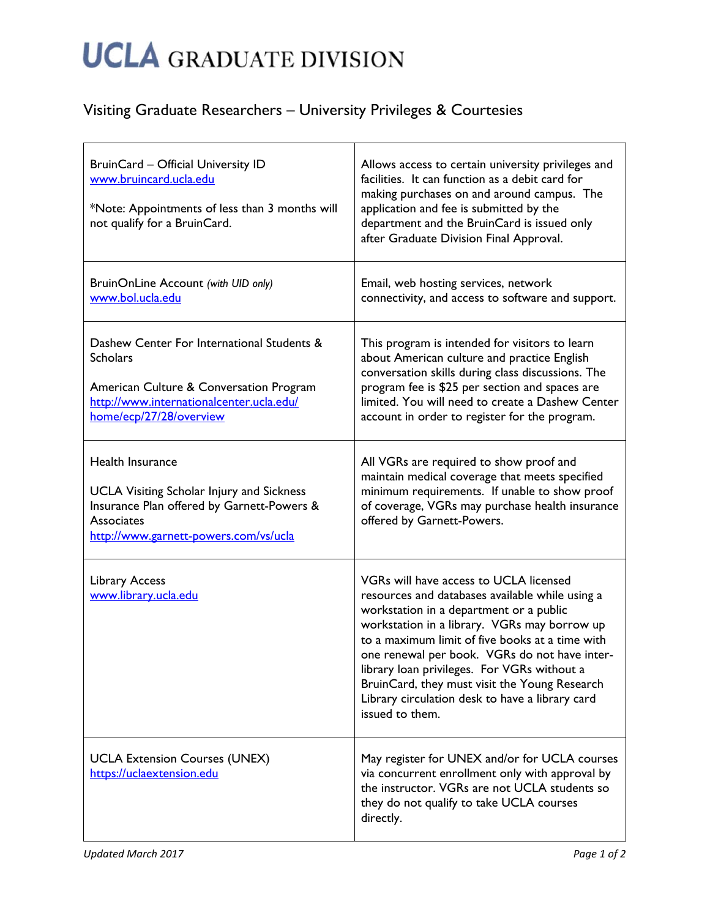# UCLA GRADUATE DIVISION

## Visiting Graduate Researchers – University Privileges & Courtesies

| | |
|---|---|
| BruinCard – Official University ID<br>www.bruincard.ucla.edu<br><br>*Note: Appointments of less than 3 months will not qualify for a BruinCard. | Allows access to certain university privileges and facilities. It can function as a debit card for making purchases on and around campus. The application and fee is submitted by the department and the BruinCard is issued only after Graduate Division Final Approval. |
| BruinOnLine Account *(with UID only)*<br>www.bol.ucla.edu | Email, web hosting services, network connectivity, and access to software and support. |
| Dashew Center For International Students & Scholars<br><br>American Culture & Conversation Program<br>http://www.internationalcenter.ucla.edu/home/ecp/27/28/overview | This program is intended for visitors to learn about American culture and practice English conversation skills during class discussions. The program fee is $25 per section and spaces are limited. You will need to create a Dashew Center account in order to register for the program. |
| Health Insurance<br><br>UCLA Visiting Scholar Injury and Sickness Insurance Plan offered by Garnett-Powers & Associates<br>http://www.garnett-powers.com/vs/ucla | All VGRs are required to show proof and maintain medical coverage that meets specified minimum requirements. If unable to show proof of coverage, VGRs may purchase health insurance offered by Garnett-Powers. |
| Library Access<br>www.library.ucla.edu | VGRs will have access to UCLA licensed resources and databases available while using a workstation in a department or a public workstation in a library. VGRs may borrow up to a maximum limit of five books at a time with one renewal per book. VGRs do not have inter-library loan privileges. For VGRs without a BruinCard, they must visit the Young Research Library circulation desk to have a library card issued to them. |
| UCLA Extension Courses (UNEX)<br>https://uclaextension.edu | May register for UNEX and/or for UCLA courses via concurrent enrollment only with approval by the instructor. VGRs are not UCLA students so they do not qualify to take UCLA courses directly. |

*Updated March 2017*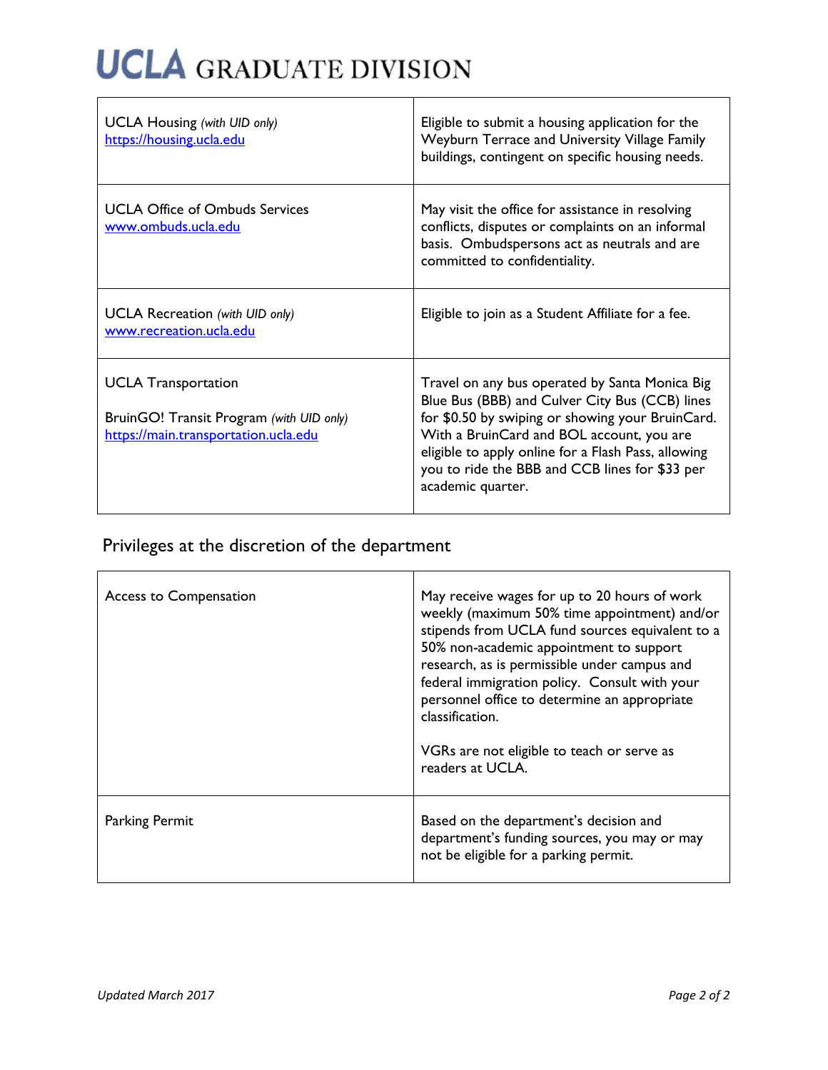| | |
|---|---|
| UCLA Housing *(with UID only)* [https://housing.ucla.edu](https://housing.ucla.edu) | Eligible to submit a housing application for the Weyburn Terrace and University Village Family buildings, contingent on specific housing needs. |
| UCLA Office of Ombuds Services [www.ombuds.ucla.edu](www.ombuds.ucla.edu) | May visit the office for assistance in resolving conflicts, disputes or complaints on an informal basis. Ombudspersons act as neutrals and are committed to confidentiality. |
| UCLA Recreation *(with UID only)* [www.recreation.ucla.edu](www.recreation.ucla.edu) | Eligible to join as a Student Affiliate for a fee. |
| UCLA Transportation<br><br>BruinGO! Transit Program *(with UID only)* [https://main.transportation.ucla.edu](https://main.transportation.ucla.edu) | Travel on any bus operated by Santa Monica Big Blue Bus (BBB) and Culver City Bus (CCB) lines for $0.50 by swiping or showing your BruinCard. With a BruinCard and BOL account, you are eligible to apply online for a Flash Pass, allowing you to ride the BBB and CCB lines for $33 per academic quarter. |

## Privileges at the discretion of the department

| | |
|---|---|
| Access to Compensation | May receive wages for up to 20 hours of work weekly (maximum 50% time appointment) and/or stipends from UCLA fund sources equivalent to a 50% non-academic appointment to support research, as is permissible under campus and federal immigration policy. Consult with your personnel office to determine an appropriate classification.<br><br>VGRs are not eligible to teach or serve as readers at UCLA. |
| Parking Permit | Based on the department's decision and department's funding sources, you may or may not be eligible for a parking permit. |

*Updated March 2017*